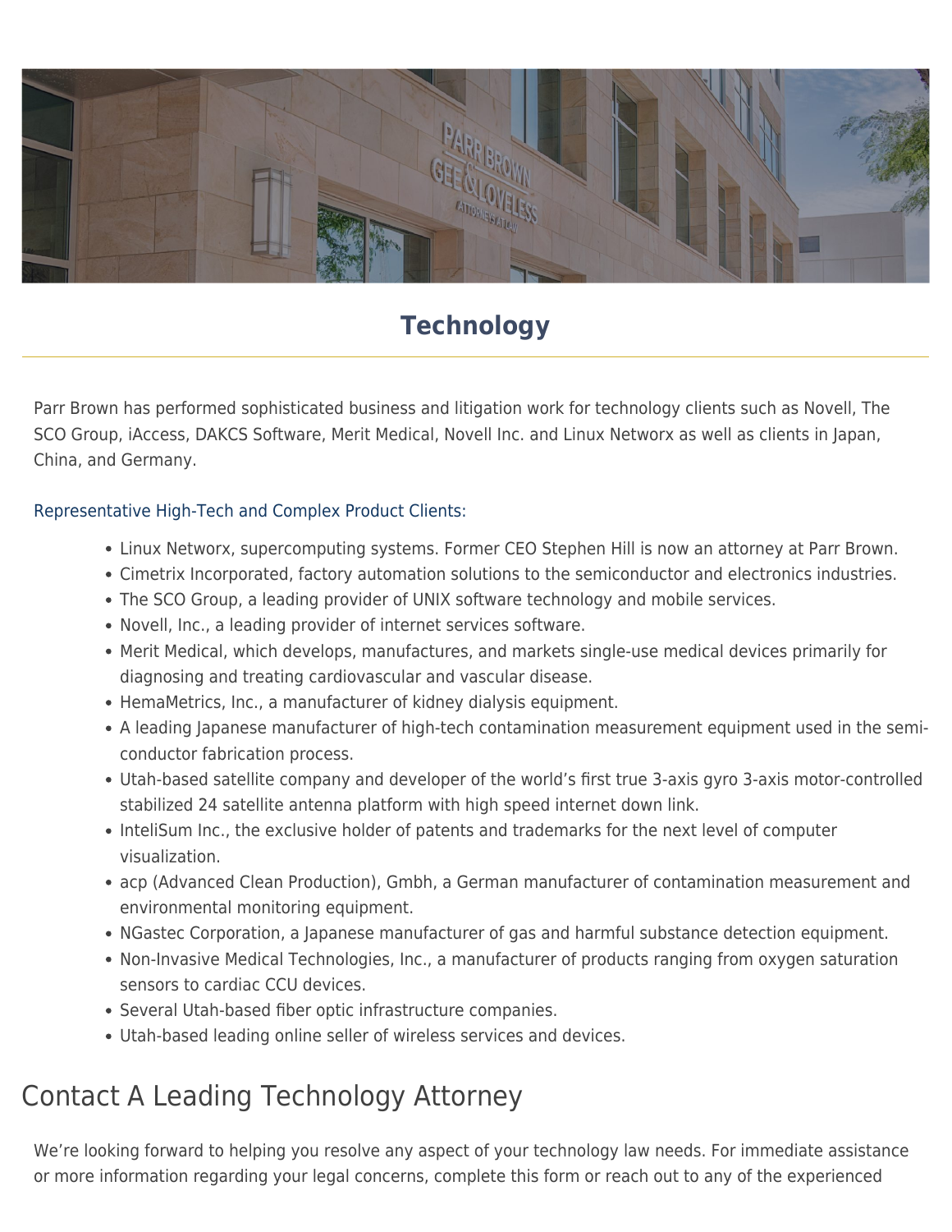# Technology

Parr Brown has performed sophisticated business and litigation work for technology clients such as Novell, The SCO Group, iAccess, DAKCS Software, Merit Medical, Novell Inc. and Linux Networx as well as clients in Japan, China, and Germany.

Representative High-Tech and Complex Product Clients:

- Linux Networx, supercomputing systems. Former CEO Stephen Hill is now an attorney at Parr Brown.
- Cimetrix Incorporated, factory automation solutions to the semiconductor and electronics industries.
- The SCO Group, a leading provider of UNIX software technology and mobile services.
- Novell, Inc., a leading provider of internet services software.
- Merit Medical, which develops, manufactures, and markets single-use medical devices primarily for diagnosing and treating cardiovascular and vascular disease.
- HemaMetrics, Inc., a manufacturer of kidney dialysis equipment.
- A leading Japanese manufacturer of high-tech contamination measurement equipment used in the semi-conductor fabrication process.
- Utah-based satellite company and developer of the world's first true 3-axis gyro 3-axis motor-controlled stabilized 24 satellite antenna platform with high speed internet down link.
- InteliSum Inc., the exclusive holder of patents and trademarks for the next level of computer visualization.
- acp (Advanced Clean Production), Gmbh, a German manufacturer of contamination measurement and environmental monitoring equipment.
- NGastec Corporation, a Japanese manufacturer of gas and harmful substance detection equipment.
- Non-Invasive Medical Technologies, Inc., a manufacturer of products ranging from oxygen saturation sensors to cardiac CCU devices.
- Several Utah-based fiber optic infrastructure companies.
- Utah-based leading online seller of wireless services and devices.

## Contact A Leading Technology Attorney

We're looking forward to helping you resolve any aspect of your technology law needs. For immediate assistance or more information regarding your legal concerns, complete this form or reach out to any of the experienced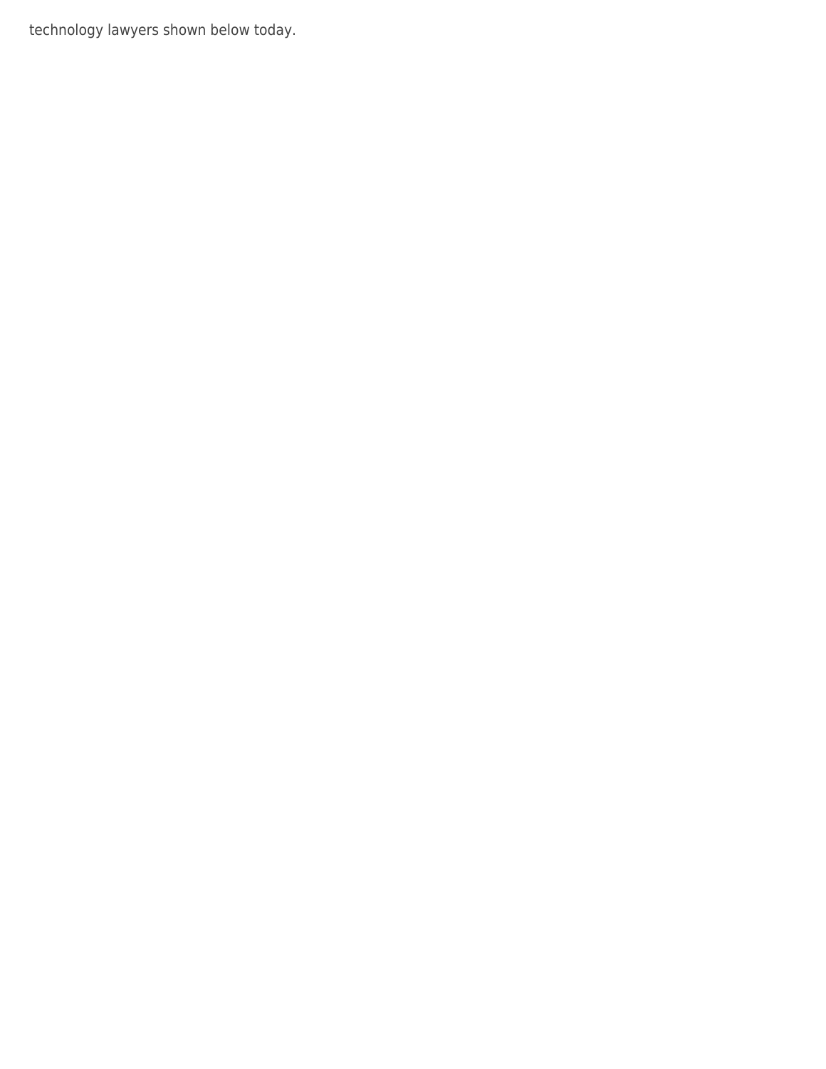technology lawyers shown below today.